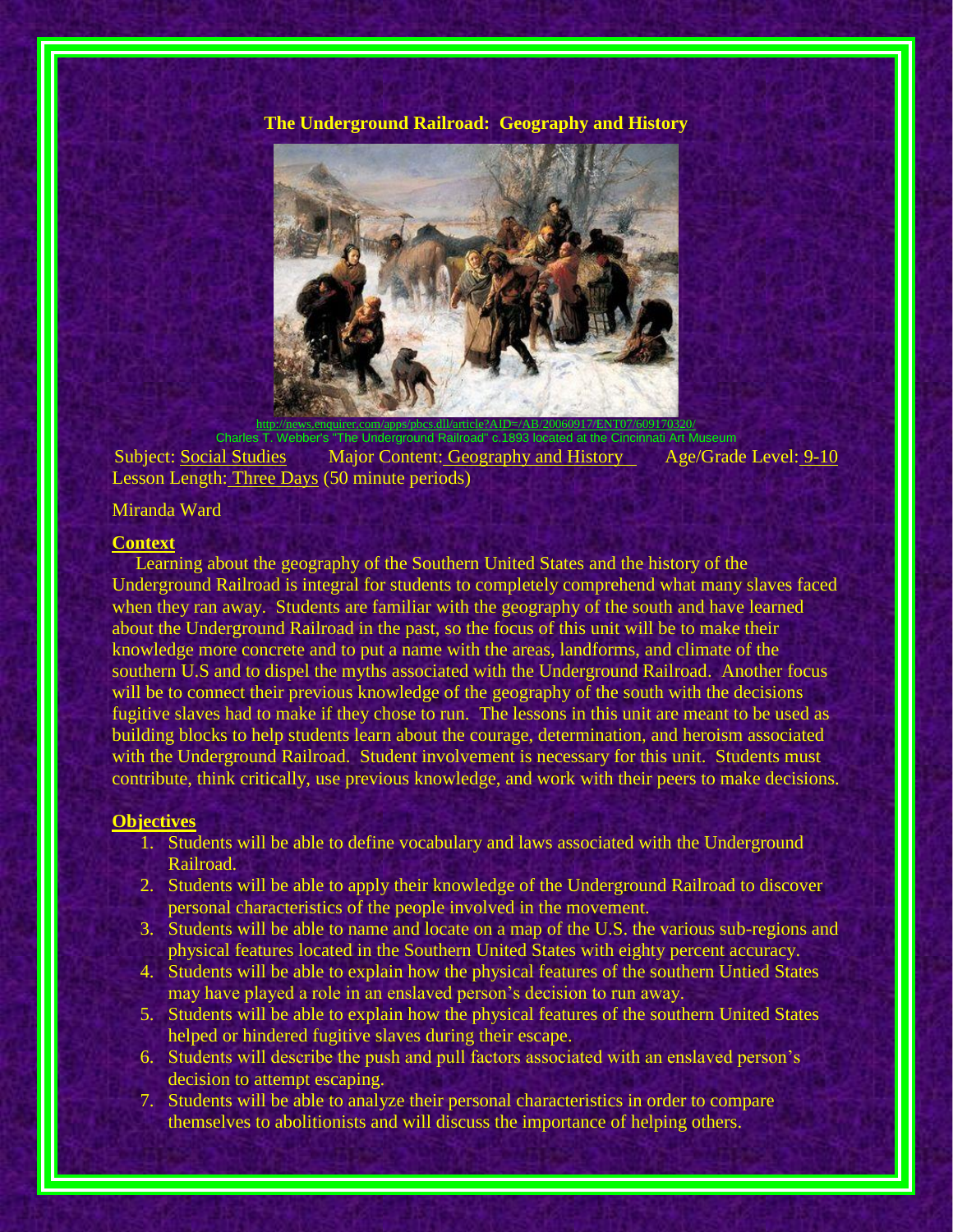**The Underground Railroad: Geography and History**

http://news.enquirer.com/apps/pbcs.dll/article?AID=/AB/20060917/ENT07/609170320/
Charles T. Webber's "The Underground Railroad" c.1893 located at the Cincinnati Art Museum

Subject: Social Studies Major Content: Geography and History Age/Grade Level: 9-10
Lesson Length: Three Days (50 minute periods)

Miranda Ward

## Context

Learning about the geography of the Southern United States and the history of the Underground Railroad is integral for students to completely comprehend what many slaves faced when they ran away. Students are familiar with the geography of the south and have learned about the Underground Railroad in the past, so the focus of this unit will be to make their knowledge more concrete and to put a name with the areas, landforms, and climate of the southern U.S and to dispel the myths associated with the Underground Railroad. Another focus will be to connect their previous knowledge of the geography of the south with the decisions fugitive slaves had to make if they chose to run. The lessons in this unit are meant to be used as building blocks to help students learn about the courage, determination, and heroism associated with the Underground Railroad. Student involvement is necessary for this unit. Students must contribute, think critically, use previous knowledge, and work with their peers to make decisions.

## Objectives

1. Students will be able to define vocabulary and laws associated with the Underground Railroad.
2. Students will be able to apply their knowledge of the Underground Railroad to discover personal characteristics of the people involved in the movement.
3. Students will be able to name and locate on a map of the U.S. the various sub-regions and physical features located in the Southern United States with eighty percent accuracy.
4. Students will be able to explain how the physical features of the southern Untied States may have played a role in an enslaved person's decision to run away.
5. Students will be able to explain how the physical features of the southern United States helped or hindered fugitive slaves during their escape.
6. Students will describe the push and pull factors associated with an enslaved person's decision to attempt escaping.
7. Students will be able to analyze their personal characteristics in order to compare themselves to abolitionists and will discuss the importance of helping others.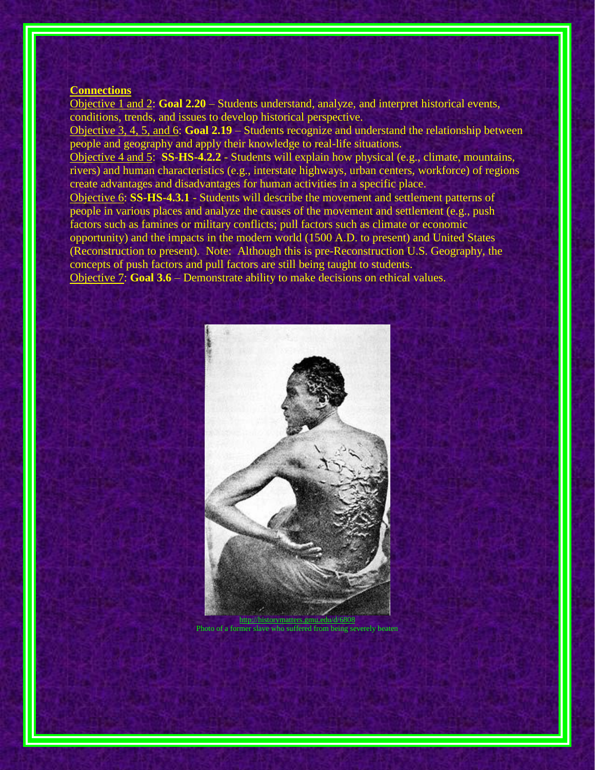**Connections**

Objective 1 and 2: **Goal 2.20** – Students understand, analyze, and interpret historical events, conditions, trends, and issues to develop historical perspective.

Objective 3, 4, 5, and 6: **Goal 2.19** – Students recognize and understand the relationship between people and geography and apply their knowledge to real-life situations.

Objective 4 and 5: **SS-HS-4.2.2** - Students will explain how physical (e.g., climate, mountains, rivers) and human characteristics (e.g., interstate highways, urban centers, workforce) of regions create advantages and disadvantages for human activities in a specific place.

Objective 6: **SS-HS-4.3.1** - Students will describe the movement and settlement patterns of people in various places and analyze the causes of the movement and settlement (e.g., push factors such as famines or military conflicts; pull factors such as climate or economic opportunity) and the impacts in the modern world (1500 A.D. to present) and United States (Reconstruction to present). Note: Although this is pre-Reconstruction U.S. Geography, the concepts of push factors and pull factors are still being taught to students.

Objective 7: **Goal 3.6** – Demonstrate ability to make decisions on ethical values.

http://historymatters.gmu.edu/d/6808

Photo of a former slave who suffered from being severely beaten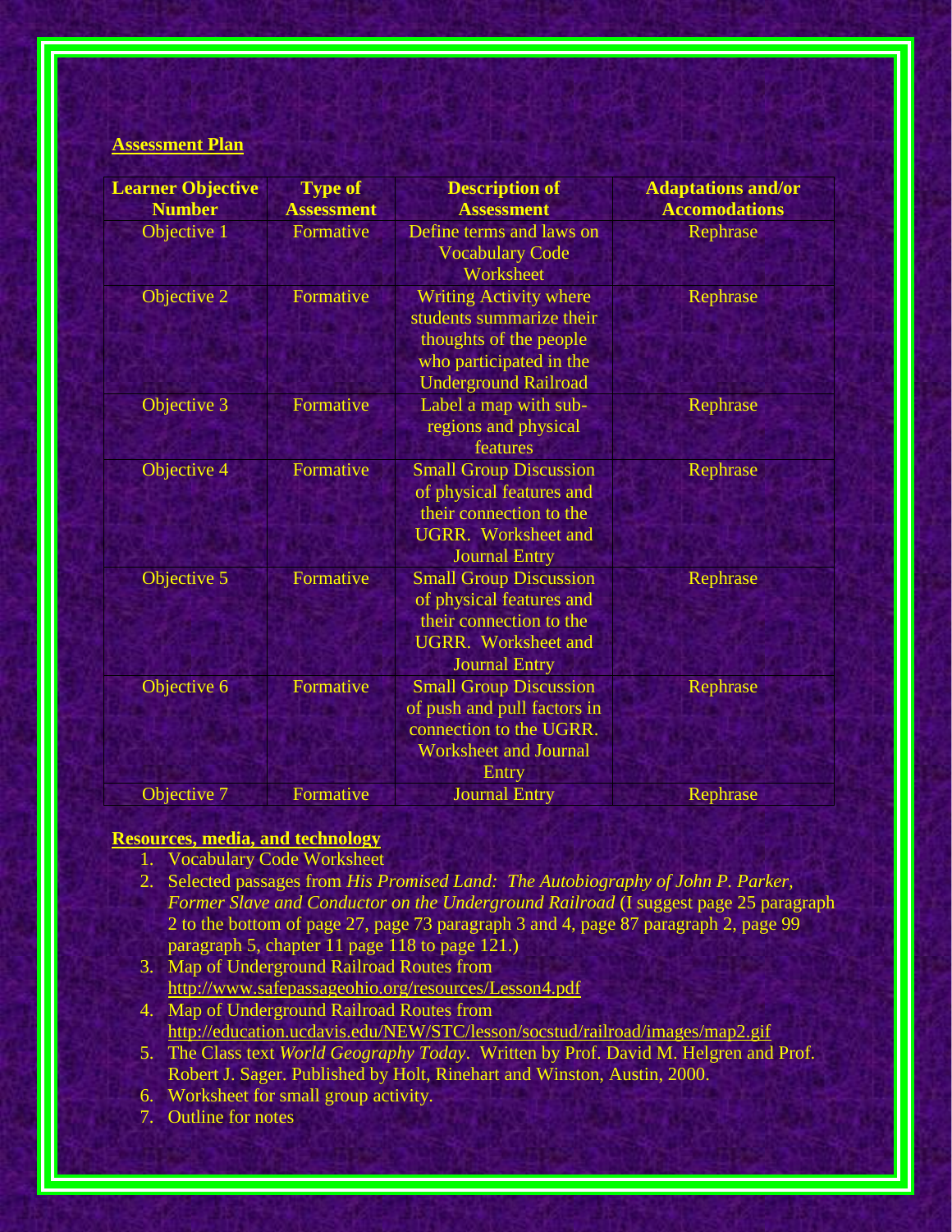**Assessment Plan**

| Learner Objective Number | Type of Assessment | Description of Assessment | Adaptations and/or Accomodations |
|---|---|---|---|
| Objective 1 | Formative | Define terms and laws on Vocabulary Code Worksheet | Rephrase |
| Objective 2 | Formative | Writing Activity where students summarize their thoughts of the people who participated in the Underground Railroad | Rephrase |
| Objective 3 | Formative | Label a map with sub-regions and physical features | Rephrase |
| Objective 4 | Formative | Small Group Discussion of physical features and their connection to the UGRR. Worksheet and Journal Entry | Rephrase |
| Objective 5 | Formative | Small Group Discussion of physical features and their connection to the UGRR. Worksheet and Journal Entry | Rephrase |
| Objective 6 | Formative | Small Group Discussion of push and pull factors in connection to the UGRR. Worksheet and Journal Entry | Rephrase |
| Objective 7 | Formative | Journal Entry | Rephrase |

**Resources, media, and technology**

1. Vocabulary Code Worksheet
2. Selected passages from *His Promised Land: The Autobiography of John P. Parker, Former Slave and Conductor on the Underground Railroad* (I suggest page 25 paragraph 2 to the bottom of page 27, page 73 paragraph 3 and 4, page 87 paragraph 2, page 99 paragraph 5, chapter 11 page 118 to page 121.)
3. Map of Underground Railroad Routes from http://www.safepassageohio.org/resources/Lesson4.pdf
4. Map of Underground Railroad Routes from http://education.ucdavis.edu/NEW/STC/lesson/socstud/railroad/images/map2.gif
5. The Class text *World Geography Today*. Written by Prof. David M. Helgren and Prof. Robert J. Sager. Published by Holt, Rinehart and Winston, Austin, 2000.
6. Worksheet for small group activity.
7. Outline for notes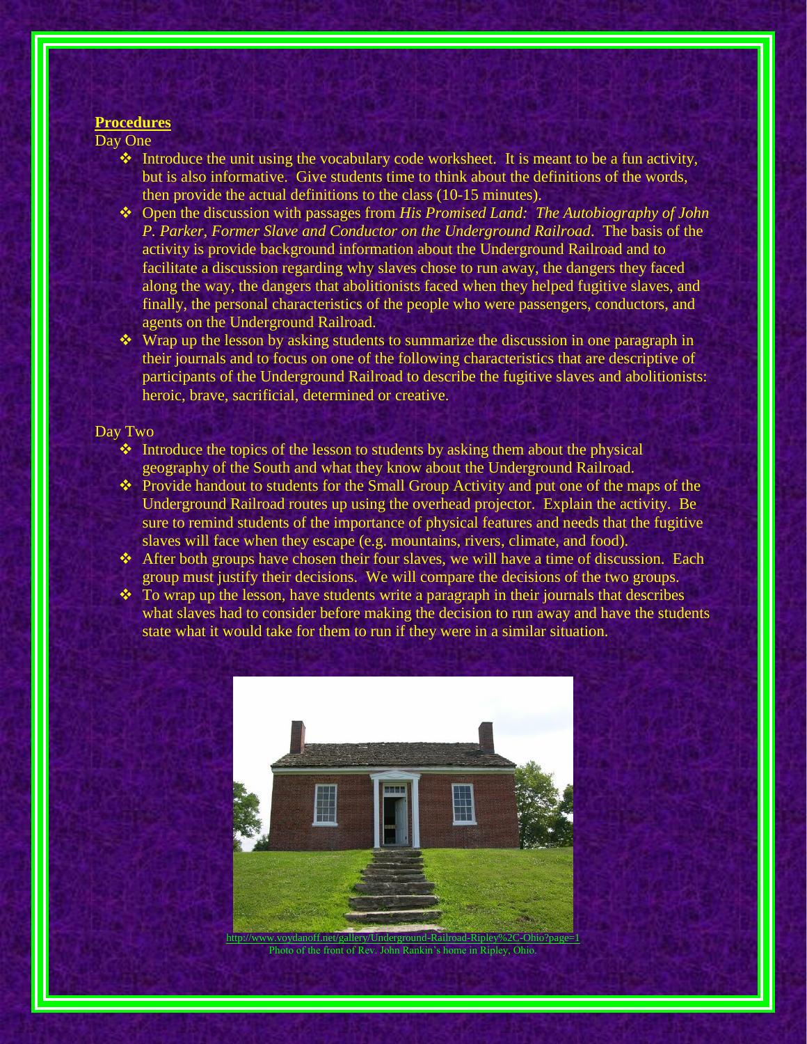**Procedures**

Day One

- Introduce the unit using the vocabulary code worksheet. It is meant to be a fun activity, but is also informative. Give students time to think about the definitions of the words, then provide the actual definitions to the class (10-15 minutes).
- Open the discussion with passages from *His Promised Land: The Autobiography of John P. Parker, Former Slave and Conductor on the Underground Railroad*. The basis of the activity is provide background information about the Underground Railroad and to facilitate a discussion regarding why slaves chose to run away, the dangers they faced along the way, the dangers that abolitionists faced when they helped fugitive slaves, and finally, the personal characteristics of the people who were passengers, conductors, and agents on the Underground Railroad.
- Wrap up the lesson by asking students to summarize the discussion in one paragraph in their journals and to focus on one of the following characteristics that are descriptive of participants of the Underground Railroad to describe the fugitive slaves and abolitionists: heroic, brave, sacrificial, determined or creative.

Day Two

- Introduce the topics of the lesson to students by asking them about the physical geography of the South and what they know about the Underground Railroad.
- Provide handout to students for the Small Group Activity and put one of the maps of the Underground Railroad routes up using the overhead projector. Explain the activity. Be sure to remind students of the importance of physical features and needs that the fugitive slaves will face when they escape (e.g. mountains, rivers, climate, and food).
- After both groups have chosen their four slaves, we will have a time of discussion. Each group must justify their decisions. We will compare the decisions of the two groups.
- To wrap up the lesson, have students write a paragraph in their journals that describes what slaves had to consider before making the decision to run away and have the students state what it would take for them to run if they were in a similar situation.

http://www.voydanoff.net/gallery/Underground-Railroad-Ripley%2C-Ohio?page=1

Photo of the front of Rev. John Rankin's home in Ripley, Ohio.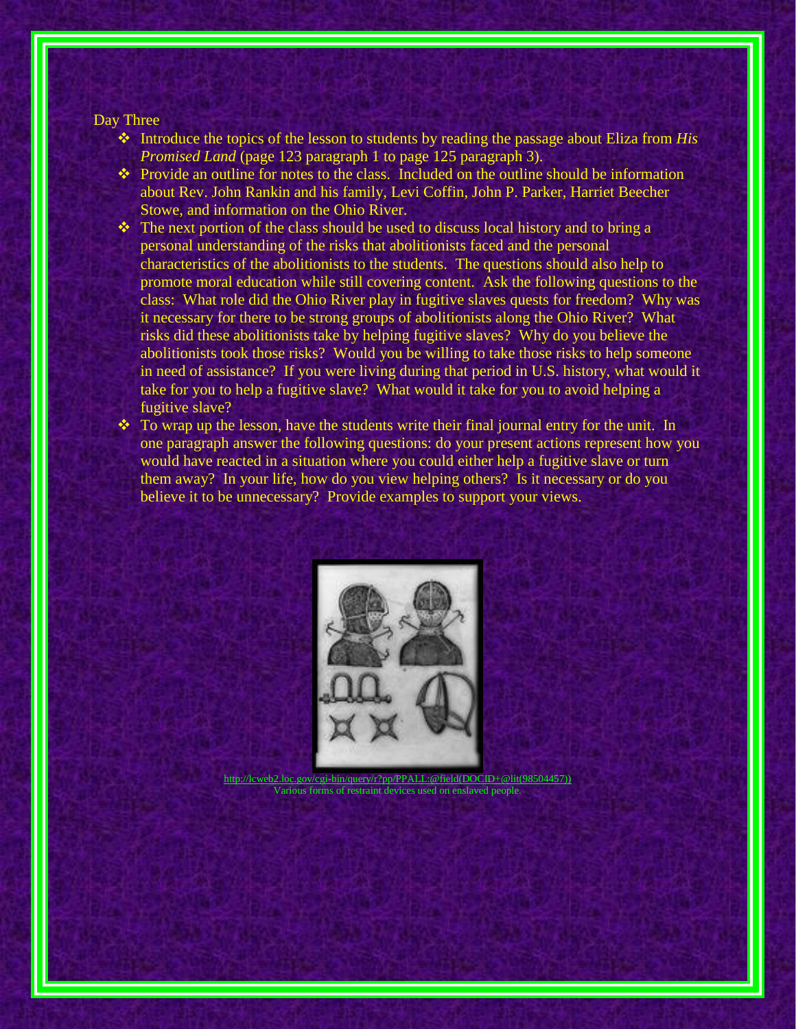Day Three

- Introduce the topics of the lesson to students by reading the passage about Eliza from *His Promised Land* (page 123 paragraph 1 to page 125 paragraph 3).
- Provide an outline for notes to the class. Included on the outline should be information about Rev. John Rankin and his family, Levi Coffin, John P. Parker, Harriet Beecher Stowe, and information on the Ohio River.
- The next portion of the class should be used to discuss local history and to bring a personal understanding of the risks that abolitionists faced and the personal characteristics of the abolitionists to the students. The questions should also help to promote moral education while still covering content. Ask the following questions to the class: What role did the Ohio River play in fugitive slaves quests for freedom? Why was it necessary for there to be strong groups of abolitionists along the Ohio River? What risks did these abolitionists take by helping fugitive slaves? Why do you believe the abolitionists took those risks? Would you be willing to take those risks to help someone in need of assistance? If you were living during that period in U.S. history, what would it take for you to help a fugitive slave? What would it take for you to avoid helping a fugitive slave?
- To wrap up the lesson, have the students write their final journal entry for the unit. In one paragraph answer the following questions: do your present actions represent how you would have reacted in a situation where you could either help a fugitive slave or turn them away? In your life, how do you view helping others? Is it necessary or do you believe it to be unnecessary? Provide examples to support your views.

http://lcweb2.loc.gov/cgi-bin/query/r?pp/PPALL:@field(DOCID+@lit(98504457))
Various forms of restraint devices used on enslaved people.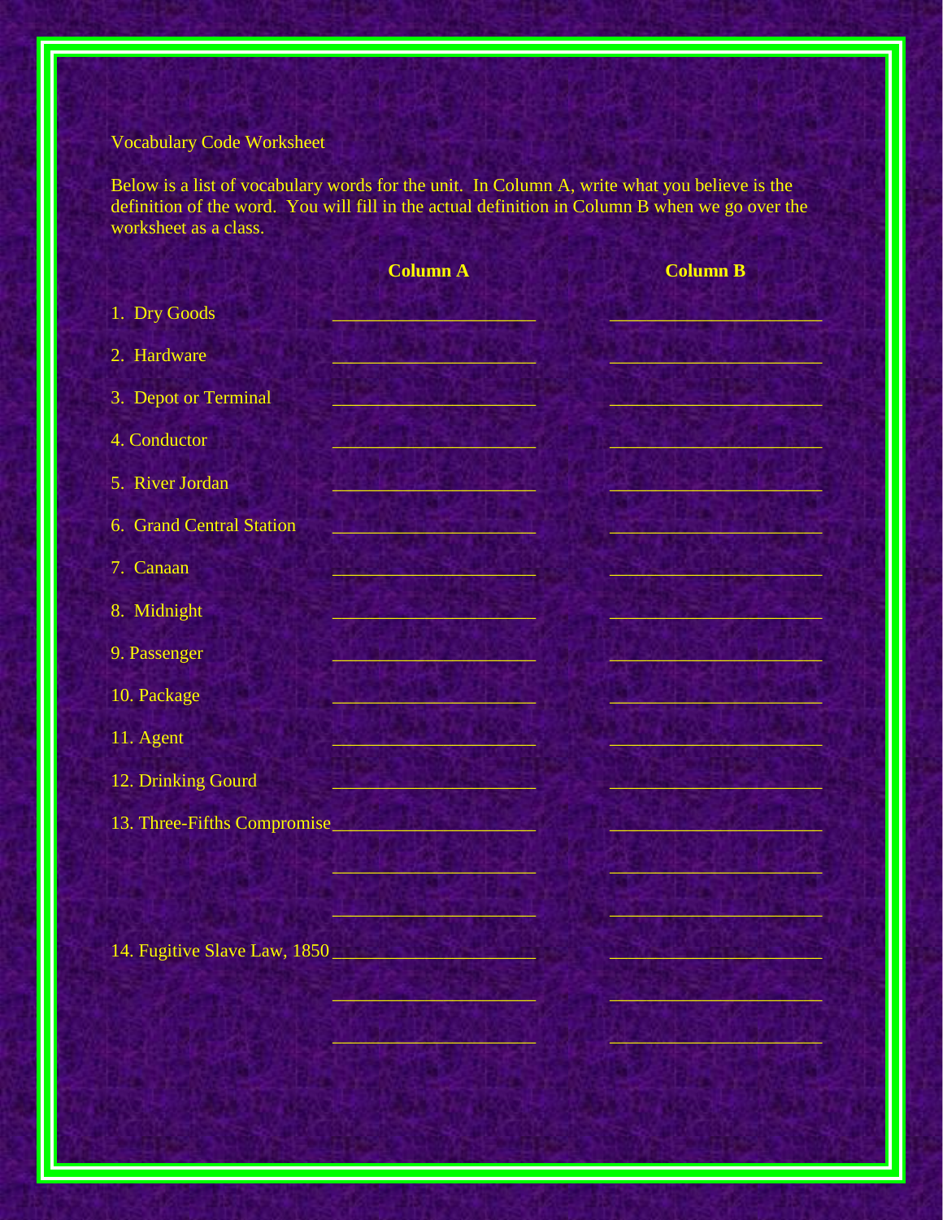Vocabulary Code Worksheet

Below is a list of vocabulary words for the unit. In Column A, write what you believe is the definition of the word. You will fill in the actual definition in Column B when we go over the worksheet as a class.

| | Column A | Column B |
|---|---|---|
| 1. Dry Goods | ____________________ | ____________________ |
| 2. Hardware | ____________________ | ____________________ |
| 3. Depot or Terminal | ____________________ | ____________________ |
| 4. Conductor | ____________________ | ____________________ |
| 5. River Jordan | ____________________ | ____________________ |
| 6. Grand Central Station | ____________________ | ____________________ |
| 7. Canaan | ____________________ | ____________________ |
| 8. Midnight | ____________________ | ____________________ |
| 9. Passenger | ____________________ | ____________________ |
| 10. Package | ____________________ | ____________________ |
| 11. Agent | ____________________ | ____________________ |
| 12. Drinking Gourd | ____________________ | ____________________ |
| 13. Three-Fifths Compromise | ____________________ | ____________________ |
| | ____________________ | ____________________ |
| | ____________________ | ____________________ |
| 14. Fugitive Slave Law, 1850 | ____________________ | ____________________ |
| | ____________________ | ____________________ |
| | ____________________ | ____________________ |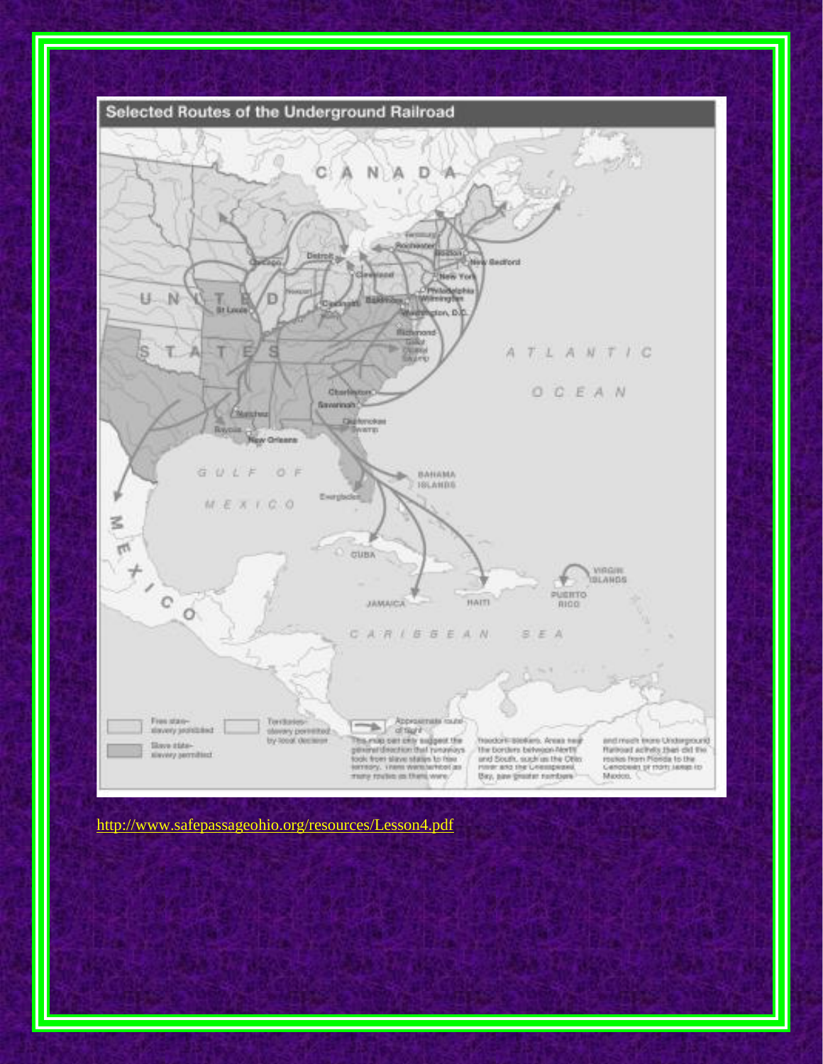Selected Routes of the Underground Railroad

CANADA

UNITED STATES

ATLANTIC OCEAN

GULF OF MEXICO

MEXICO

CARIBBEAN SEA

Chicago
Detroit
Rochester
Boston
New Bedford
New York
Cleveland
Philadelphia
Wilmington
Baltimore
Washington, D.C.
Cincinnati
St Louis
Richmond
Great Dismal Swamp
Charleston
Savannah
Okefenokee Swamp
Natchez
Bayous
New Orleans
Everglades
BAHAMA ISLANDS
CUBA
JAMAICA
HAITI
PUERTO RICO
VIRGIN ISLANDS

Free state–slavery prohibited

Slave state–slavery permitted

Territories–slavery permitted by local decision

Approximate route of flight

This map can only suggest the general direction that runaways took from slave states to free territory. There were about as many routes as there were freedom seekers. Areas near the borders between North and South, such as the Ohio River and the Chesapeake Bay, saw greater numbers and much more Underground Railroad activity than did the routes from Florida to the Caribbean or from Texas to Mexico.

http://www.safepassageohio.org/resources/Lesson4.pdf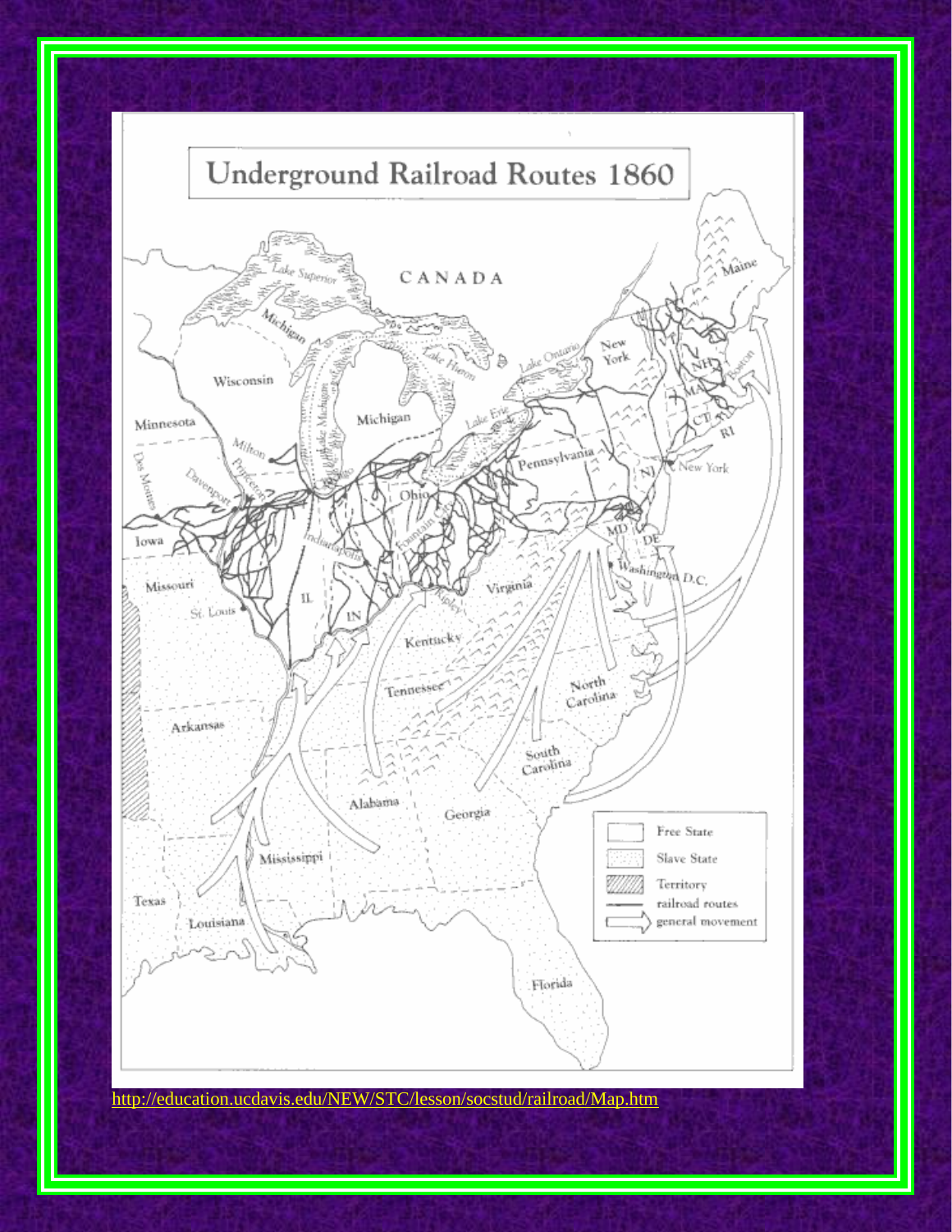# Underground Railroad Routes 1860

CANADA

Lake Superior
Michigan
Wisconsin
Minnesota
Michigan
Lake Michigan
Lake Huron
Lake Ontario
Lake Erie
New York
Maine
VT
NH
MA
Boston
CT
RI
New York
NJ
Pennsylvania
Milton
Des Moines
Davenport
Princeton
Chicago
Iowa
Ohio
Fountain City
Indianapolis
Missouri
St. Louis
IL
IN
Ripley
Kentucky
Virginia
MD
DE
Washington D.C.
Tennessee
North Carolina
Arkansas
South Carolina
Alabama
Georgia
Mississippi
Texas
Louisiana
Florida

Free State
Slave State
Territory
railroad routes
general movement

http://education.ucdavis.edu/NEW/STC/lesson/socstud/railroad/Map.htm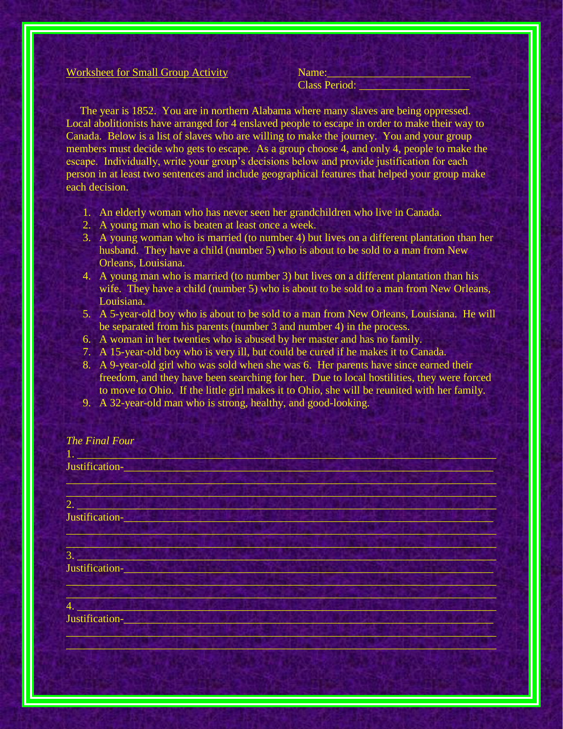Worksheet for Small Group Activity

Name:_________________________
Class Period: ___________________

The year is 1852. You are in northern Alabama where many slaves are being oppressed. Local abolitionists have arranged for 4 enslaved people to escape in order to make their way to Canada. Below is a list of slaves who are willing to make the journey. You and your group members must decide who gets to escape. As a group choose 4, and only 4, people to make the escape. Individually, write your group's decisions below and provide justification for each person in at least two sentences and include geographical features that helped your group make each decision.

1. An elderly woman who has never seen her grandchildren who live in Canada.
2. A young man who is beaten at least once a week.
3. A young woman who is married (to number 4) but lives on a different plantation than her husband. They have a child (number 5) who is about to be sold to a man from New Orleans, Louisiana.
4. A young man who is married (to number 3) but lives on a different plantation than his wife. They have a child (number 5) who is about to be sold to a man from New Orleans, Louisiana.
5. A 5-year-old boy who is about to be sold to a man from New Orleans, Louisiana. He will be separated from his parents (number 3 and number 4) in the process.
6. A woman in her twenties who is abused by her master and has no family.
7. A 15-year-old boy who is very ill, but could be cured if he makes it to Canada.
8. A 9-year-old girl who was sold when she was 6. Her parents have since earned their freedom, and they have been searching for her. Due to local hostilities, they were forced to move to Ohio. If the little girl makes it to Ohio, she will be reunited with her family.
9. A 32-year-old man who is strong, healthy, and good-looking.

*The Final Four*

1. ________________________________________________________________________
Justification-__________________________________________________________________
_____________________________________________________________________________
_____________________________________________________________________________

2. ________________________________________________________________________
Justification-__________________________________________________________________
_____________________________________________________________________________
_____________________________________________________________________________

3. ________________________________________________________________________
Justification-__________________________________________________________________
_____________________________________________________________________________
_____________________________________________________________________________

4. ________________________________________________________________________
Justification-__________________________________________________________________
_____________________________________________________________________________
_____________________________________________________________________________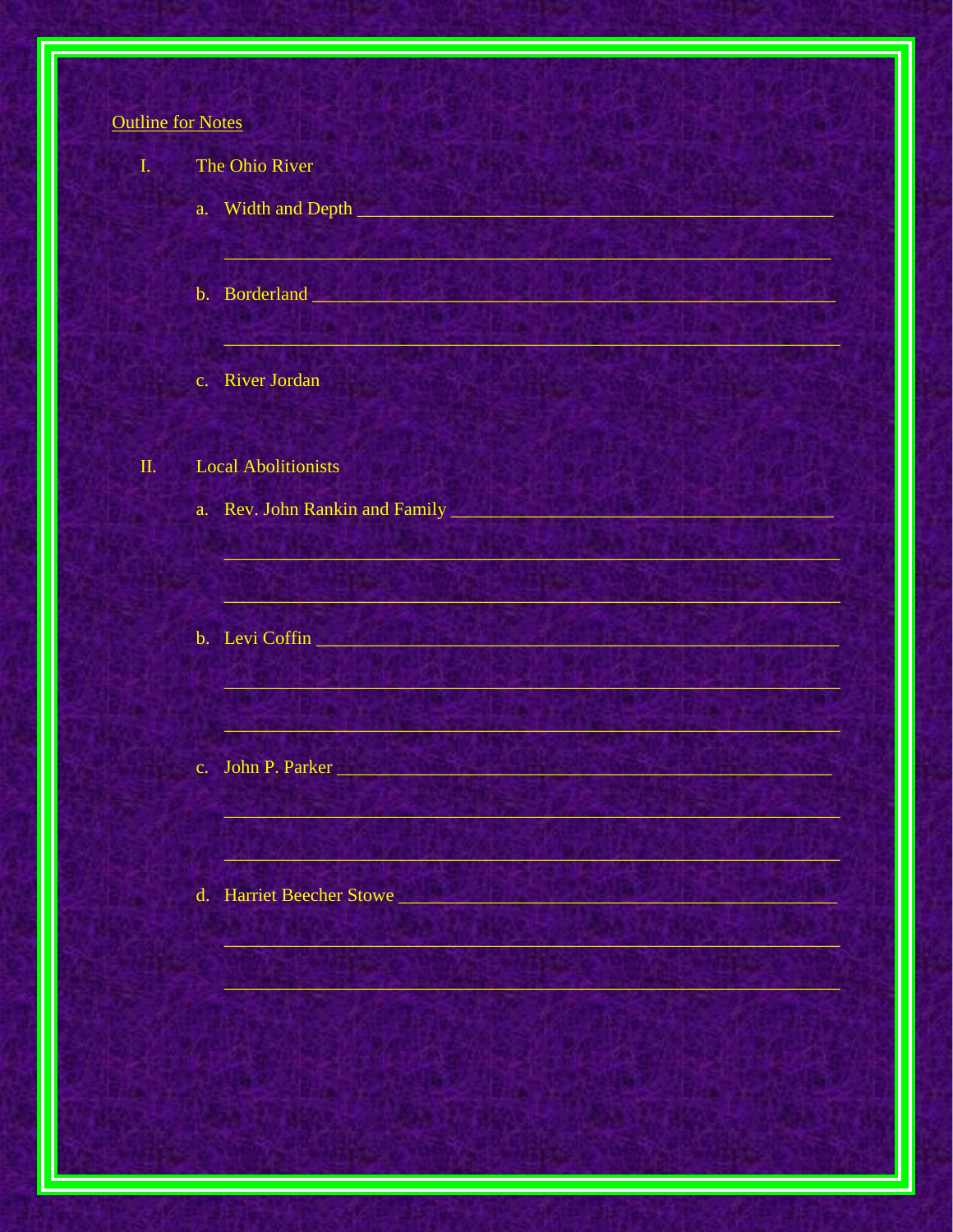Outline for Notes

I. The Ohio River

a. Width and Depth ____________________________________________

____________________________________________

b. Borderland ____________________________________________

____________________________________________

c. River Jordan

II. Local Abolitionists

a. Rev. John Rankin and Family ____________________________________________

____________________________________________

____________________________________________

b. Levi Coffin ____________________________________________

____________________________________________

____________________________________________

c. John P. Parker ____________________________________________

____________________________________________

____________________________________________

d. Harriet Beecher Stowe ____________________________________________

____________________________________________

____________________________________________